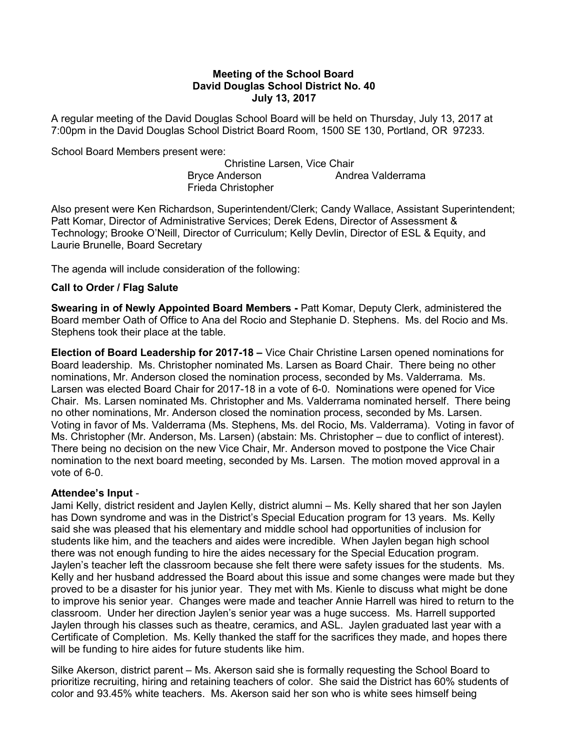**Meeting of the School Board**
**David Douglas School District No. 40**
**July 13, 2017**

A regular meeting of the David Douglas School Board will be held on Thursday, July 13, 2017 at 7:00pm in the David Douglas School District Board Room, 1500 SE 130, Portland, OR 97233.

School Board Members present were:

Christine Larsen, Vice Chair
Bryce Anderson
Andrea Valderrama
Frieda Christopher

Also present were Ken Richardson, Superintendent/Clerk; Candy Wallace, Assistant Superintendent; Patt Komar, Director of Administrative Services; Derek Edens, Director of Assessment & Technology; Brooke O'Neill, Director of Curriculum; Kelly Devlin, Director of ESL & Equity, and Laurie Brunelle, Board Secretary

The agenda will include consideration of the following:

**Call to Order / Flag Salute**

**Swearing in of Newly Appointed Board Members -** Patt Komar, Deputy Clerk, administered the Board member Oath of Office to Ana del Rocio and Stephanie D. Stephens. Ms. del Rocio and Ms. Stephens took their place at the table.

**Election of Board Leadership for 2017-18 –** Vice Chair Christine Larsen opened nominations for Board leadership. Ms. Christopher nominated Ms. Larsen as Board Chair. There being no other nominations, Mr. Anderson closed the nomination process, seconded by Ms. Valderrama. Ms. Larsen was elected Board Chair for 2017-18 in a vote of 6-0. Nominations were opened for Vice Chair. Ms. Larsen nominated Ms. Christopher and Ms. Valderrama nominated herself. There being no other nominations, Mr. Anderson closed the nomination process, seconded by Ms. Larsen. Voting in favor of Ms. Valderrama (Ms. Stephens, Ms. del Rocio, Ms. Valderrama). Voting in favor of Ms. Christopher (Mr. Anderson, Ms. Larsen) (abstain: Ms. Christopher – due to conflict of interest). There being no decision on the new Vice Chair, Mr. Anderson moved to postpone the Vice Chair nomination to the next board meeting, seconded by Ms. Larsen. The motion moved approval in a vote of 6-0.

**Attendee's Input** -

Jami Kelly, district resident and Jaylen Kelly, district alumni – Ms. Kelly shared that her son Jaylen has Down syndrome and was in the District's Special Education program for 13 years. Ms. Kelly said she was pleased that his elementary and middle school had opportunities of inclusion for students like him, and the teachers and aides were incredible. When Jaylen began high school there was not enough funding to hire the aides necessary for the Special Education program. Jaylen's teacher left the classroom because she felt there were safety issues for the students. Ms. Kelly and her husband addressed the Board about this issue and some changes were made but they proved to be a disaster for his junior year. They met with Ms. Kienle to discuss what might be done to improve his senior year. Changes were made and teacher Annie Harrell was hired to return to the classroom. Under her direction Jaylen's senior year was a huge success. Ms. Harrell supported Jaylen through his classes such as theatre, ceramics, and ASL. Jaylen graduated last year with a Certificate of Completion. Ms. Kelly thanked the staff for the sacrifices they made, and hopes there will be funding to hire aides for future students like him.

Silke Akerson, district parent – Ms. Akerson said she is formally requesting the School Board to prioritize recruiting, hiring and retaining teachers of color. She said the District has 60% students of color and 93.45% white teachers. Ms. Akerson said her son who is white sees himself being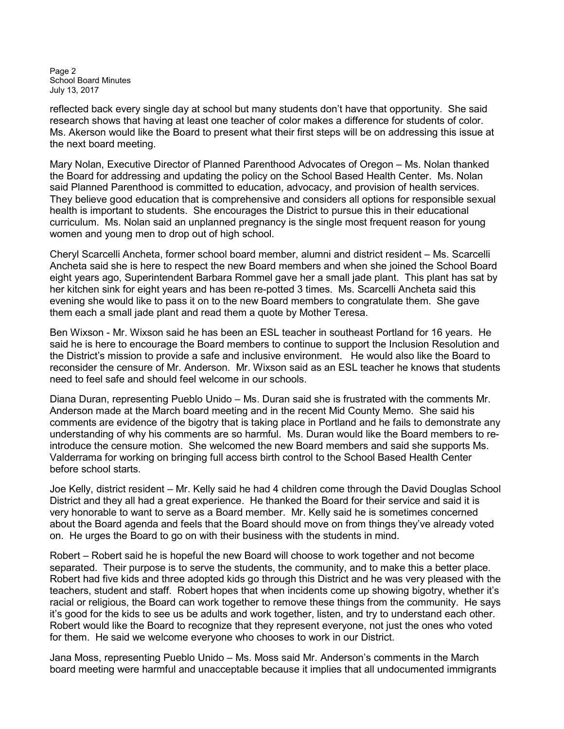reflected back every single day at school but many students don't have that opportunity. She said research shows that having at least one teacher of color makes a difference for students of color. Ms. Akerson would like the Board to present what their first steps will be on addressing this issue at the next board meeting.

Mary Nolan, Executive Director of Planned Parenthood Advocates of Oregon – Ms. Nolan thanked the Board for addressing and updating the policy on the School Based Health Center. Ms. Nolan said Planned Parenthood is committed to education, advocacy, and provision of health services. They believe good education that is comprehensive and considers all options for responsible sexual health is important to students. She encourages the District to pursue this in their educational curriculum. Ms. Nolan said an unplanned pregnancy is the single most frequent reason for young women and young men to drop out of high school.

Cheryl Scarcelli Ancheta, former school board member, alumni and district resident – Ms. Scarcelli Ancheta said she is here to respect the new Board members and when she joined the School Board eight years ago, Superintendent Barbara Rommel gave her a small jade plant. This plant has sat by her kitchen sink for eight years and has been re-potted 3 times. Ms. Scarcelli Ancheta said this evening she would like to pass it on to the new Board members to congratulate them. She gave them each a small jade plant and read them a quote by Mother Teresa.

Ben Wixson - Mr. Wixson said he has been an ESL teacher in southeast Portland for 16 years. He said he is here to encourage the Board members to continue to support the Inclusion Resolution and the District's mission to provide a safe and inclusive environment. He would also like the Board to reconsider the censure of Mr. Anderson. Mr. Wixson said as an ESL teacher he knows that students need to feel safe and should feel welcome in our schools.

Diana Duran, representing Pueblo Unido – Ms. Duran said she is frustrated with the comments Mr. Anderson made at the March board meeting and in the recent Mid County Memo. She said his comments are evidence of the bigotry that is taking place in Portland and he fails to demonstrate any understanding of why his comments are so harmful. Ms. Duran would like the Board members to re-introduce the censure motion. She welcomed the new Board members and said she supports Ms. Valderrama for working on bringing full access birth control to the School Based Health Center before school starts.

Joe Kelly, district resident – Mr. Kelly said he had 4 children come through the David Douglas School District and they all had a great experience. He thanked the Board for their service and said it is very honorable to want to serve as a Board member. Mr. Kelly said he is sometimes concerned about the Board agenda and feels that the Board should move on from things they've already voted on. He urges the Board to go on with their business with the students in mind.

Robert – Robert said he is hopeful the new Board will choose to work together and not become separated. Their purpose is to serve the students, the community, and to make this a better place. Robert had five kids and three adopted kids go through this District and he was very pleased with the teachers, student and staff. Robert hopes that when incidents come up showing bigotry, whether it's racial or religious, the Board can work together to remove these things from the community. He says it's good for the kids to see us be adults and work together, listen, and try to understand each other. Robert would like the Board to recognize that they represent everyone, not just the ones who voted for them. He said we welcome everyone who chooses to work in our District.

Jana Moss, representing Pueblo Unido – Ms. Moss said Mr. Anderson's comments in the March board meeting were harmful and unacceptable because it implies that all undocumented immigrants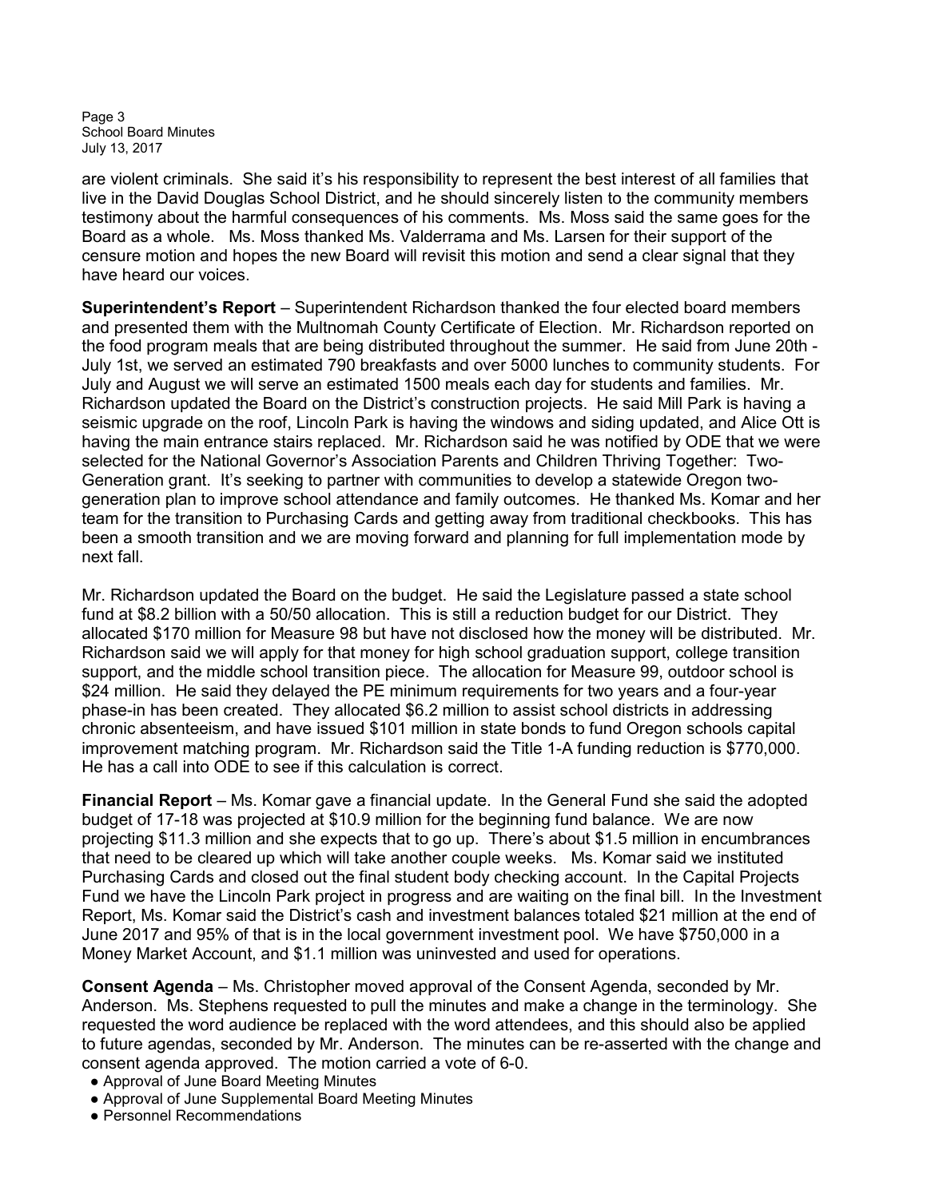are violent criminals. She said it's his responsibility to represent the best interest of all families that live in the David Douglas School District, and he should sincerely listen to the community members testimony about the harmful consequences of his comments. Ms. Moss said the same goes for the Board as a whole. Ms. Moss thanked Ms. Valderrama and Ms. Larsen for their support of the censure motion and hopes the new Board will revisit this motion and send a clear signal that they have heard our voices.

**Superintendent's Report** – Superintendent Richardson thanked the four elected board members and presented them with the Multnomah County Certificate of Election. Mr. Richardson reported on the food program meals that are being distributed throughout the summer. He said from June 20th - July 1st, we served an estimated 790 breakfasts and over 5000 lunches to community students. For July and August we will serve an estimated 1500 meals each day for students and families. Mr. Richardson updated the Board on the District's construction projects. He said Mill Park is having a seismic upgrade on the roof, Lincoln Park is having the windows and siding updated, and Alice Ott is having the main entrance stairs replaced. Mr. Richardson said he was notified by ODE that we were selected for the National Governor's Association Parents and Children Thriving Together: Two-Generation grant. It's seeking to partner with communities to develop a statewide Oregon two-generation plan to improve school attendance and family outcomes. He thanked Ms. Komar and her team for the transition to Purchasing Cards and getting away from traditional checkbooks. This has been a smooth transition and we are moving forward and planning for full implementation mode by next fall.

Mr. Richardson updated the Board on the budget. He said the Legislature passed a state school fund at $8.2 billion with a 50/50 allocation. This is still a reduction budget for our District. They allocated $170 million for Measure 98 but have not disclosed how the money will be distributed. Mr. Richardson said we will apply for that money for high school graduation support, college transition support, and the middle school transition piece. The allocation for Measure 99, outdoor school is $24 million. He said they delayed the PE minimum requirements for two years and a four-year phase-in has been created. They allocated $6.2 million to assist school districts in addressing chronic absenteeism, and have issued $101 million in state bonds to fund Oregon schools capital improvement matching program. Mr. Richardson said the Title 1-A funding reduction is $770,000. He has a call into ODE to see if this calculation is correct.

**Financial Report** – Ms. Komar gave a financial update. In the General Fund she said the adopted budget of 17-18 was projected at $10.9 million for the beginning fund balance. We are now projecting $11.3 million and she expects that to go up. There's about $1.5 million in encumbrances that need to be cleared up which will take another couple weeks. Ms. Komar said we instituted Purchasing Cards and closed out the final student body checking account. In the Capital Projects Fund we have the Lincoln Park project in progress and are waiting on the final bill. In the Investment Report, Ms. Komar said the District's cash and investment balances totaled $21 million at the end of June 2017 and 95% of that is in the local government investment pool. We have $750,000 in a Money Market Account, and $1.1 million was uninvested and used for operations.

**Consent Agenda** – Ms. Christopher moved approval of the Consent Agenda, seconded by Mr. Anderson. Ms. Stephens requested to pull the minutes and make a change in the terminology. She requested the word audience be replaced with the word attendees, and this should also be applied to future agendas, seconded by Mr. Anderson. The minutes can be re-asserted with the change and consent agenda approved. The motion carried a vote of 6-0.

- Approval of June Board Meeting Minutes
- Approval of June Supplemental Board Meeting Minutes
- Personnel Recommendations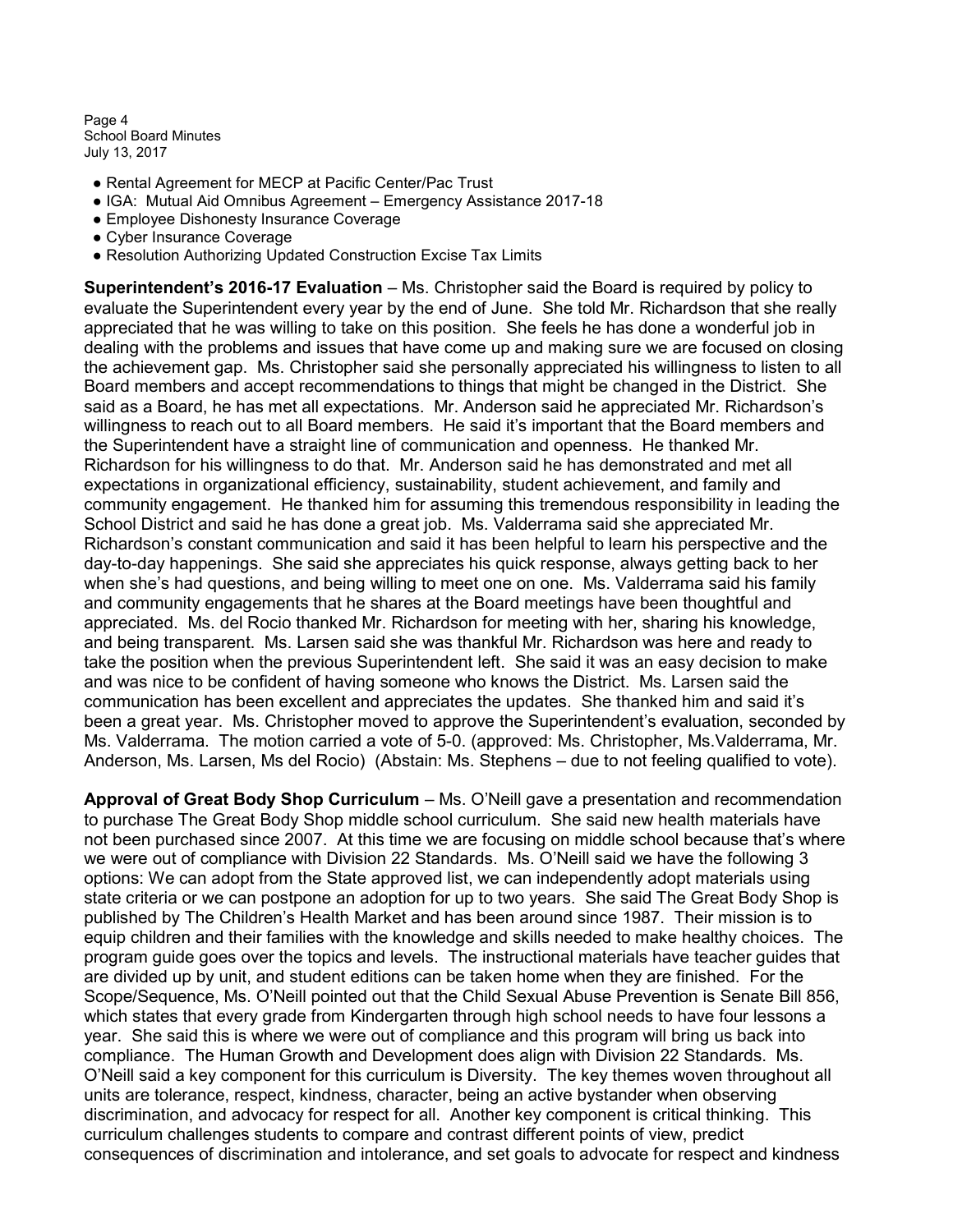- Rental Agreement for MECP at Pacific Center/Pac Trust
- IGA: Mutual Aid Omnibus Agreement – Emergency Assistance 2017-18
- Employee Dishonesty Insurance Coverage
- Cyber Insurance Coverage
- Resolution Authorizing Updated Construction Excise Tax Limits

**Superintendent's 2016-17 Evaluation** – Ms. Christopher said the Board is required by policy to evaluate the Superintendent every year by the end of June. She told Mr. Richardson that she really appreciated that he was willing to take on this position. She feels he has done a wonderful job in dealing with the problems and issues that have come up and making sure we are focused on closing the achievement gap. Ms. Christopher said she personally appreciated his willingness to listen to all Board members and accept recommendations to things that might be changed in the District. She said as a Board, he has met all expectations. Mr. Anderson said he appreciated Mr. Richardson's willingness to reach out to all Board members. He said it's important that the Board members and the Superintendent have a straight line of communication and openness. He thanked Mr. Richardson for his willingness to do that. Mr. Anderson said he has demonstrated and met all expectations in organizational efficiency, sustainability, student achievement, and family and community engagement. He thanked him for assuming this tremendous responsibility in leading the School District and said he has done a great job. Ms. Valderrama said she appreciated Mr. Richardson's constant communication and said it has been helpful to learn his perspective and the day-to-day happenings. She said she appreciates his quick response, always getting back to her when she's had questions, and being willing to meet one on one. Ms. Valderrama said his family and community engagements that he shares at the Board meetings have been thoughtful and appreciated. Ms. del Rocio thanked Mr. Richardson for meeting with her, sharing his knowledge, and being transparent. Ms. Larsen said she was thankful Mr. Richardson was here and ready to take the position when the previous Superintendent left. She said it was an easy decision to make and was nice to be confident of having someone who knows the District. Ms. Larsen said the communication has been excellent and appreciates the updates. She thanked him and said it's been a great year. Ms. Christopher moved to approve the Superintendent's evaluation, seconded by Ms. Valderrama. The motion carried a vote of 5-0. (approved: Ms. Christopher, Ms.Valderrama, Mr. Anderson, Ms. Larsen, Ms del Rocio) (Abstain: Ms. Stephens – due to not feeling qualified to vote).

**Approval of Great Body Shop Curriculum** – Ms. O'Neill gave a presentation and recommendation to purchase The Great Body Shop middle school curriculum. She said new health materials have not been purchased since 2007. At this time we are focusing on middle school because that's where we were out of compliance with Division 22 Standards. Ms. O'Neill said we have the following 3 options: We can adopt from the State approved list, we can independently adopt materials using state criteria or we can postpone an adoption for up to two years. She said The Great Body Shop is published by The Children's Health Market and has been around since 1987. Their mission is to equip children and their families with the knowledge and skills needed to make healthy choices. The program guide goes over the topics and levels. The instructional materials have teacher guides that are divided up by unit, and student editions can be taken home when they are finished. For the Scope/Sequence, Ms. O'Neill pointed out that the Child Sexual Abuse Prevention is Senate Bill 856, which states that every grade from Kindergarten through high school needs to have four lessons a year. She said this is where we were out of compliance and this program will bring us back into compliance. The Human Growth and Development does align with Division 22 Standards. Ms. O'Neill said a key component for this curriculum is Diversity. The key themes woven throughout all units are tolerance, respect, kindness, character, being an active bystander when observing discrimination, and advocacy for respect for all. Another key component is critical thinking. This curriculum challenges students to compare and contrast different points of view, predict consequences of discrimination and intolerance, and set goals to advocate for respect and kindness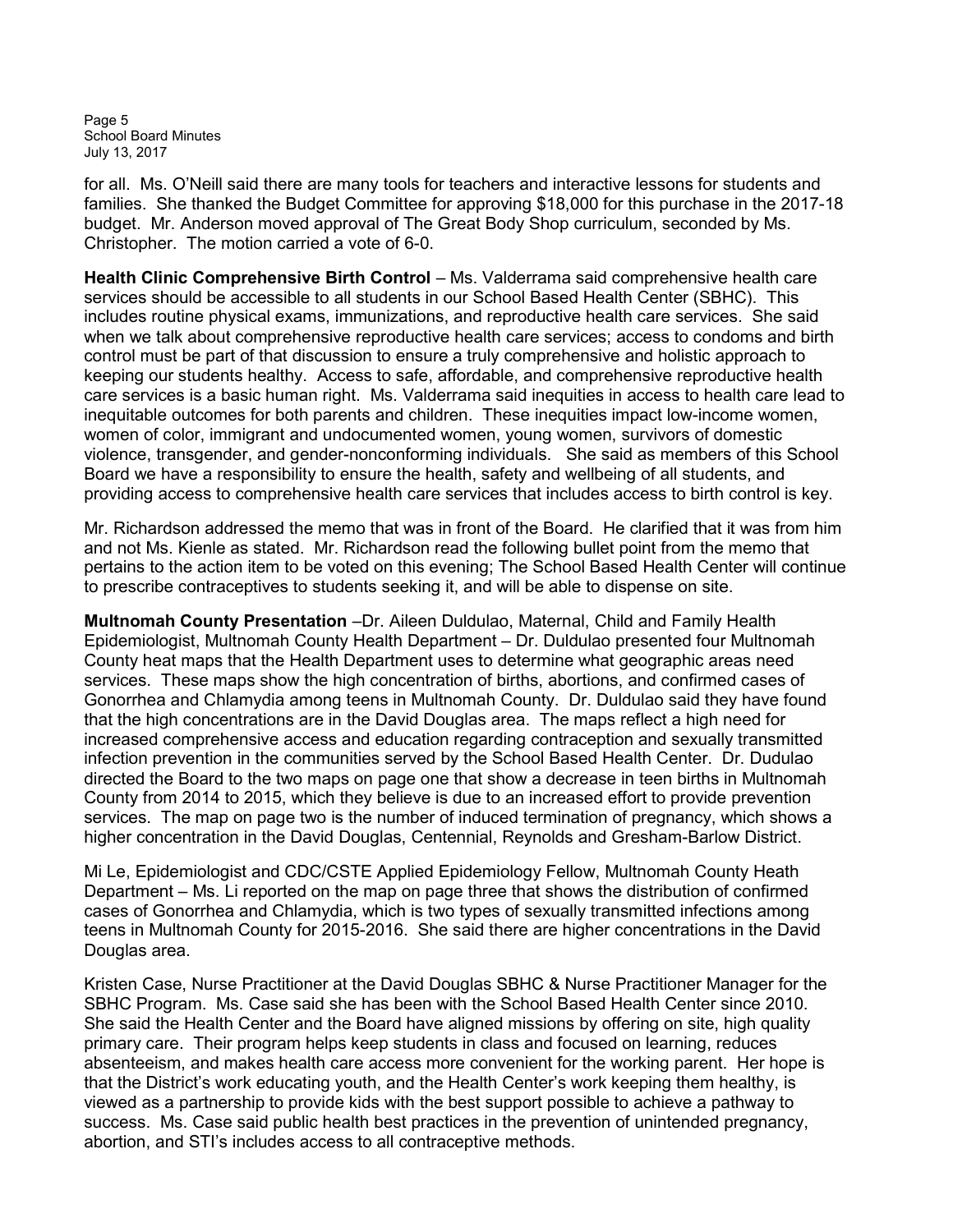for all. Ms. O'Neill said there are many tools for teachers and interactive lessons for students and families. She thanked the Budget Committee for approving $18,000 for this purchase in the 2017-18 budget. Mr. Anderson moved approval of The Great Body Shop curriculum, seconded by Ms. Christopher. The motion carried a vote of 6-0.

**Health Clinic Comprehensive Birth Control** – Ms. Valderrama said comprehensive health care services should be accessible to all students in our School Based Health Center (SBHC). This includes routine physical exams, immunizations, and reproductive health care services. She said when we talk about comprehensive reproductive health care services; access to condoms and birth control must be part of that discussion to ensure a truly comprehensive and holistic approach to keeping our students healthy. Access to safe, affordable, and comprehensive reproductive health care services is a basic human right. Ms. Valderrama said inequities in access to health care lead to inequitable outcomes for both parents and children. These inequities impact low-income women, women of color, immigrant and undocumented women, young women, survivors of domestic violence, transgender, and gender-nonconforming individuals. She said as members of this School Board we have a responsibility to ensure the health, safety and wellbeing of all students, and providing access to comprehensive health care services that includes access to birth control is key.

Mr. Richardson addressed the memo that was in front of the Board. He clarified that it was from him and not Ms. Kienle as stated. Mr. Richardson read the following bullet point from the memo that pertains to the action item to be voted on this evening; The School Based Health Center will continue to prescribe contraceptives to students seeking it, and will be able to dispense on site.

**Multnomah County Presentation** –Dr. Aileen Duldulao, Maternal, Child and Family Health Epidemiologist, Multnomah County Health Department – Dr. Duldulao presented four Multnomah County heat maps that the Health Department uses to determine what geographic areas need services. These maps show the high concentration of births, abortions, and confirmed cases of Gonorrhea and Chlamydia among teens in Multnomah County. Dr. Duldulao said they have found that the high concentrations are in the David Douglas area. The maps reflect a high need for increased comprehensive access and education regarding contraception and sexually transmitted infection prevention in the communities served by the School Based Health Center. Dr. Dudulao directed the Board to the two maps on page one that show a decrease in teen births in Multnomah County from 2014 to 2015, which they believe is due to an increased effort to provide prevention services. The map on page two is the number of induced termination of pregnancy, which shows a higher concentration in the David Douglas, Centennial, Reynolds and Gresham-Barlow District.

Mi Le, Epidemiologist and CDC/CSTE Applied Epidemiology Fellow, Multnomah County Heath Department – Ms. Li reported on the map on page three that shows the distribution of confirmed cases of Gonorrhea and Chlamydia, which is two types of sexually transmitted infections among teens in Multnomah County for 2015-2016. She said there are higher concentrations in the David Douglas area.

Kristen Case, Nurse Practitioner at the David Douglas SBHC & Nurse Practitioner Manager for the SBHC Program. Ms. Case said she has been with the School Based Health Center since 2010. She said the Health Center and the Board have aligned missions by offering on site, high quality primary care. Their program helps keep students in class and focused on learning, reduces absenteeism, and makes health care access more convenient for the working parent. Her hope is that the District's work educating youth, and the Health Center's work keeping them healthy, is viewed as a partnership to provide kids with the best support possible to achieve a pathway to success. Ms. Case said public health best practices in the prevention of unintended pregnancy, abortion, and STI's includes access to all contraceptive methods.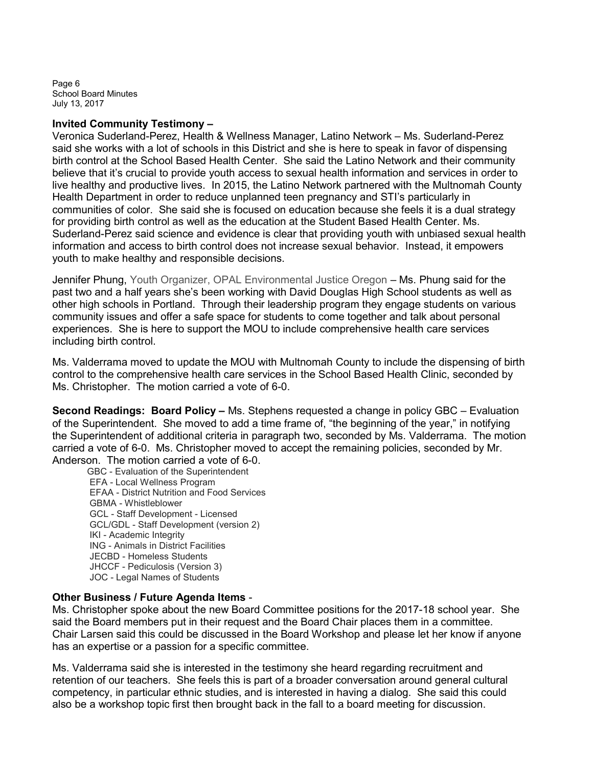**Invited Community Testimony –**
Veronica Suderland-Perez, Health & Wellness Manager, Latino Network – Ms. Suderland-Perez said she works with a lot of schools in this District and she is here to speak in favor of dispensing birth control at the School Based Health Center. She said the Latino Network and their community believe that it's crucial to provide youth access to sexual health information and services in order to live healthy and productive lives. In 2015, the Latino Network partnered with the Multnomah County Health Department in order to reduce unplanned teen pregnancy and STI's particularly in communities of color. She said she is focused on education because she feels it is a dual strategy for providing birth control as well as the education at the Student Based Health Center. Ms. Suderland-Perez said science and evidence is clear that providing youth with unbiased sexual health information and access to birth control does not increase sexual behavior. Instead, it empowers youth to make healthy and responsible decisions.

Jennifer Phung, Youth Organizer, OPAL Environmental Justice Oregon – Ms. Phung said for the past two and a half years she's been working with David Douglas High School students as well as other high schools in Portland. Through their leadership program they engage students on various community issues and offer a safe space for students to come together and talk about personal experiences. She is here to support the MOU to include comprehensive health care services including birth control.

Ms. Valderrama moved to update the MOU with Multnomah County to include the dispensing of birth control to the comprehensive health care services in the School Based Health Clinic, seconded by Ms. Christopher. The motion carried a vote of 6-0.

**Second Readings: Board Policy –** Ms. Stephens requested a change in policy GBC – Evaluation of the Superintendent. She moved to add a time frame of, "the beginning of the year," in notifying the Superintendent of additional criteria in paragraph two, seconded by Ms. Valderrama. The motion carried a vote of 6-0. Ms. Christopher moved to accept the remaining policies, seconded by Mr. Anderson. The motion carried a vote of 6-0.

- GBC - Evaluation of the Superintendent
- EFA - Local Wellness Program
- EFAA - District Nutrition and Food Services
- GBMA - Whistleblower
- GCL - Staff Development - Licensed
- GCL/GDL - Staff Development (version 2)
- IKI - Academic Integrity
- ING - Animals in District Facilities
- JECBD - Homeless Students
- JHCCF - Pediculosis (Version 3)
- JOC - Legal Names of Students

**Other Business / Future Agenda Items** -
Ms. Christopher spoke about the new Board Committee positions for the 2017-18 school year. She said the Board members put in their request and the Board Chair places them in a committee. Chair Larsen said this could be discussed in the Board Workshop and please let her know if anyone has an expertise or a passion for a specific committee.

Ms. Valderrama said she is interested in the testimony she heard regarding recruitment and retention of our teachers. She feels this is part of a broader conversation around general cultural competency, in particular ethnic studies, and is interested in having a dialog. She said this could also be a workshop topic first then brought back in the fall to a board meeting for discussion.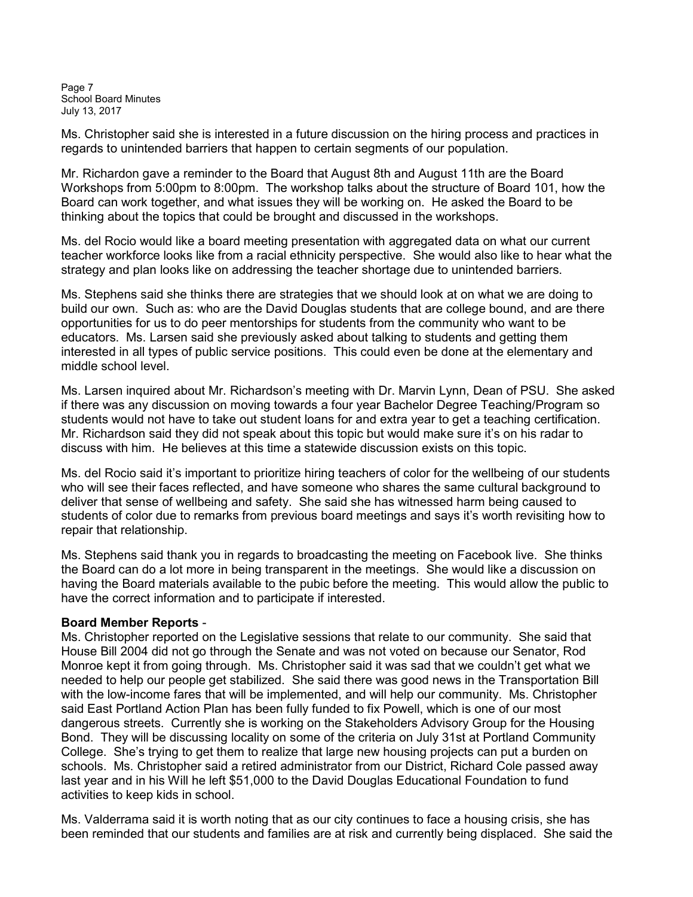Ms. Christopher said she is interested in a future discussion on the hiring process and practices in regards to unintended barriers that happen to certain segments of our population.

Mr. Richardon gave a reminder to the Board that August 8th and August 11th are the Board Workshops from 5:00pm to 8:00pm. The workshop talks about the structure of Board 101, how the Board can work together, and what issues they will be working on. He asked the Board to be thinking about the topics that could be brought and discussed in the workshops.

Ms. del Rocio would like a board meeting presentation with aggregated data on what our current teacher workforce looks like from a racial ethnicity perspective. She would also like to hear what the strategy and plan looks like on addressing the teacher shortage due to unintended barriers.

Ms. Stephens said she thinks there are strategies that we should look at on what we are doing to build our own. Such as: who are the David Douglas students that are college bound, and are there opportunities for us to do peer mentorships for students from the community who want to be educators. Ms. Larsen said she previously asked about talking to students and getting them interested in all types of public service positions. This could even be done at the elementary and middle school level.

Ms. Larsen inquired about Mr. Richardson's meeting with Dr. Marvin Lynn, Dean of PSU. She asked if there was any discussion on moving towards a four year Bachelor Degree Teaching/Program so students would not have to take out student loans for and extra year to get a teaching certification. Mr. Richardson said they did not speak about this topic but would make sure it's on his radar to discuss with him. He believes at this time a statewide discussion exists on this topic.

Ms. del Rocio said it's important to prioritize hiring teachers of color for the wellbeing of our students who will see their faces reflected, and have someone who shares the same cultural background to deliver that sense of wellbeing and safety. She said she has witnessed harm being caused to students of color due to remarks from previous board meetings and says it's worth revisiting how to repair that relationship.

Ms. Stephens said thank you in regards to broadcasting the meeting on Facebook live. She thinks the Board can do a lot more in being transparent in the meetings. She would like a discussion on having the Board materials available to the pubic before the meeting. This would allow the public to have the correct information and to participate if interested.

**Board Member Reports** -
Ms. Christopher reported on the Legislative sessions that relate to our community. She said that House Bill 2004 did not go through the Senate and was not voted on because our Senator, Rod Monroe kept it from going through. Ms. Christopher said it was sad that we couldn't get what we needed to help our people get stabilized. She said there was good news in the Transportation Bill with the low-income fares that will be implemented, and will help our community. Ms. Christopher said East Portland Action Plan has been fully funded to fix Powell, which is one of our most dangerous streets. Currently she is working on the Stakeholders Advisory Group for the Housing Bond. They will be discussing locality on some of the criteria on July 31st at Portland Community College. She's trying to get them to realize that large new housing projects can put a burden on schools. Ms. Christopher said a retired administrator from our District, Richard Cole passed away last year and in his Will he left $51,000 to the David Douglas Educational Foundation to fund activities to keep kids in school.

Ms. Valderrama said it is worth noting that as our city continues to face a housing crisis, she has been reminded that our students and families are at risk and currently being displaced. She said the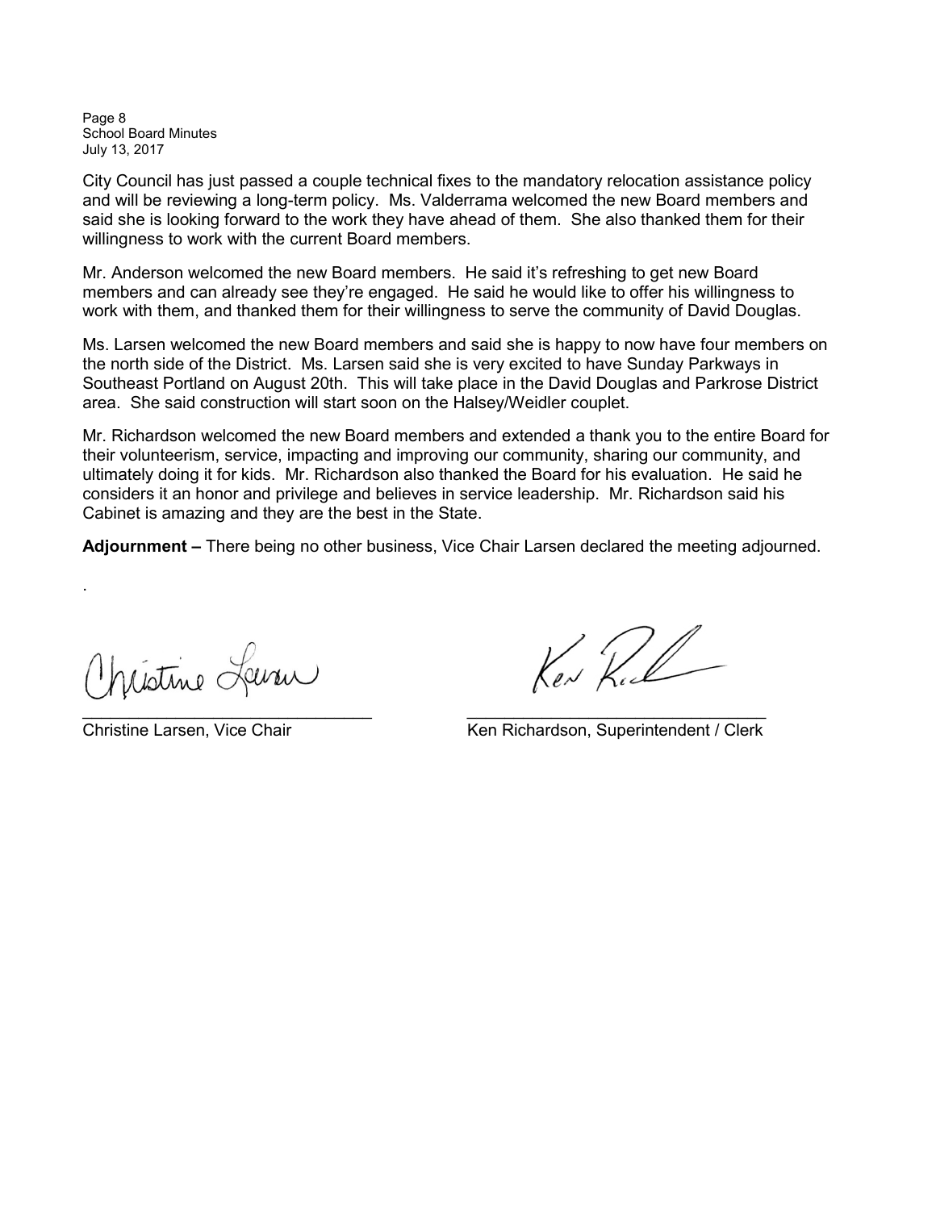City Council has just passed a couple technical fixes to the mandatory relocation assistance policy and will be reviewing a long-term policy. Ms. Valderrama welcomed the new Board members and said she is looking forward to the work they have ahead of them. She also thanked them for their willingness to work with the current Board members.

Mr. Anderson welcomed the new Board members. He said it's refreshing to get new Board members and can already see they're engaged. He said he would like to offer his willingness to work with them, and thanked them for their willingness to serve the community of David Douglas.

Ms. Larsen welcomed the new Board members and said she is happy to now have four members on the north side of the District. Ms. Larsen said she is very excited to have Sunday Parkways in Southeast Portland on August 20th. This will take place in the David Douglas and Parkrose District area. She said construction will start soon on the Halsey/Weidler couplet.

Mr. Richardson welcomed the new Board members and extended a thank you to the entire Board for their volunteerism, service, impacting and improving our community, sharing our community, and ultimately doing it for kids. Mr. Richardson also thanked the Board for his evaluation. He said he considers it an honor and privilege and believes in service leadership. Mr. Richardson said his Cabinet is amazing and they are the best in the State.

**Adjournment –** There being no other business, Vice Chair Larsen declared the meeting adjourned.

.

Christine Larsen, Vice Chair

Ken Richardson, Superintendent / Clerk